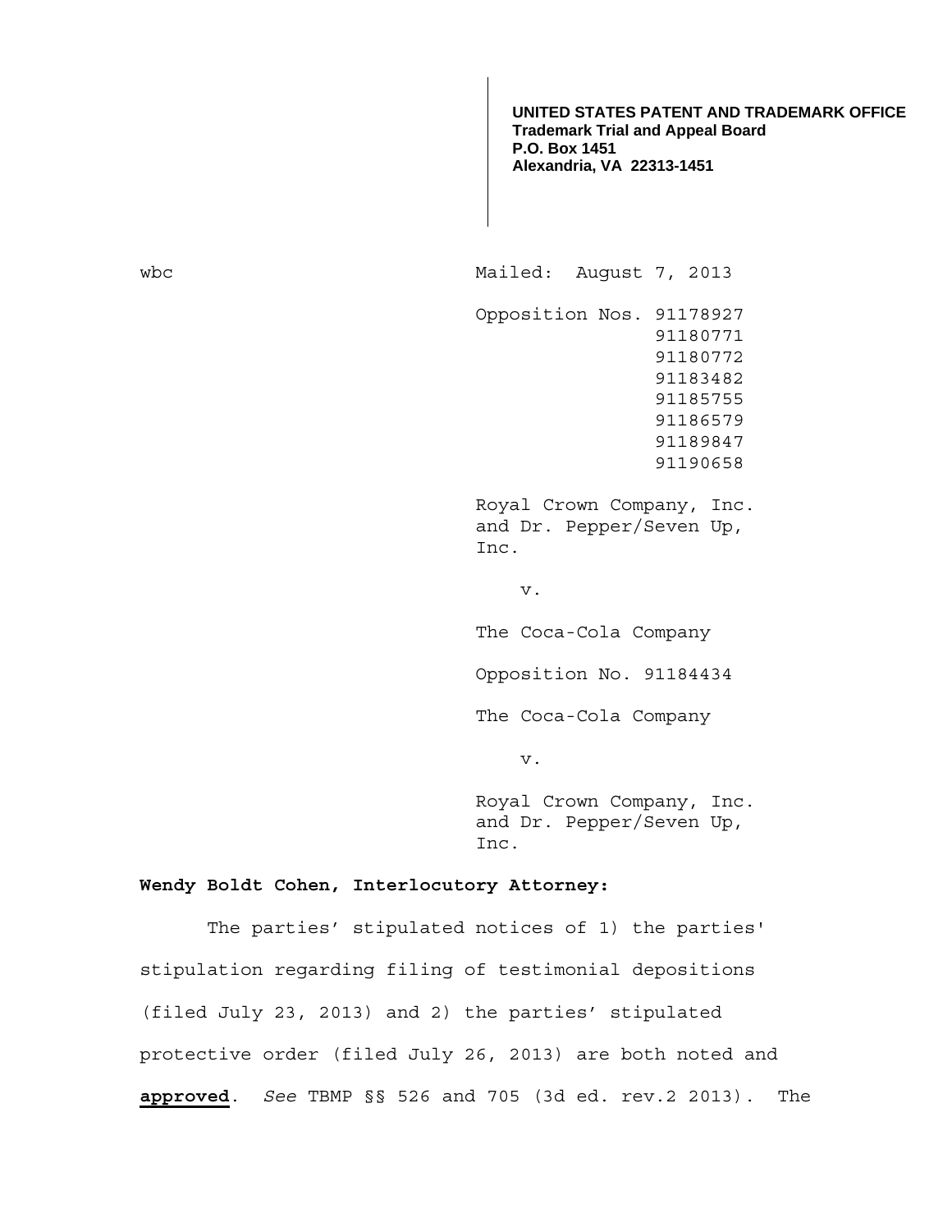**UNITED STATES PATENT AND TRADEMARK OFFICE**
**Trademark Trial and Appeal Board**
**P.O. Box 1451**
**Alexandria, VA 22313-1451**

wbc

Mailed: August 7, 2013

Opposition Nos. 91178927
91180771
91180772
91183482
91185755
91186579
91189847
91190658

Royal Crown Company, Inc. and Dr. Pepper/Seven Up, Inc.

v.

The Coca-Cola Company

Opposition No. 91184434

The Coca-Cola Company

v.

Royal Crown Company, Inc. and Dr. Pepper/Seven Up, Inc.

**Wendy Boldt Cohen, Interlocutory Attorney:**

The parties' stipulated notices of 1) the parties' stipulation regarding filing of testimonial depositions (filed July 23, 2013) and 2) the parties' stipulated protective order (filed July 26, 2013) are both noted and **approved**. *See* TBMP §§ 526 and 705 (3d ed. rev.2 2013). The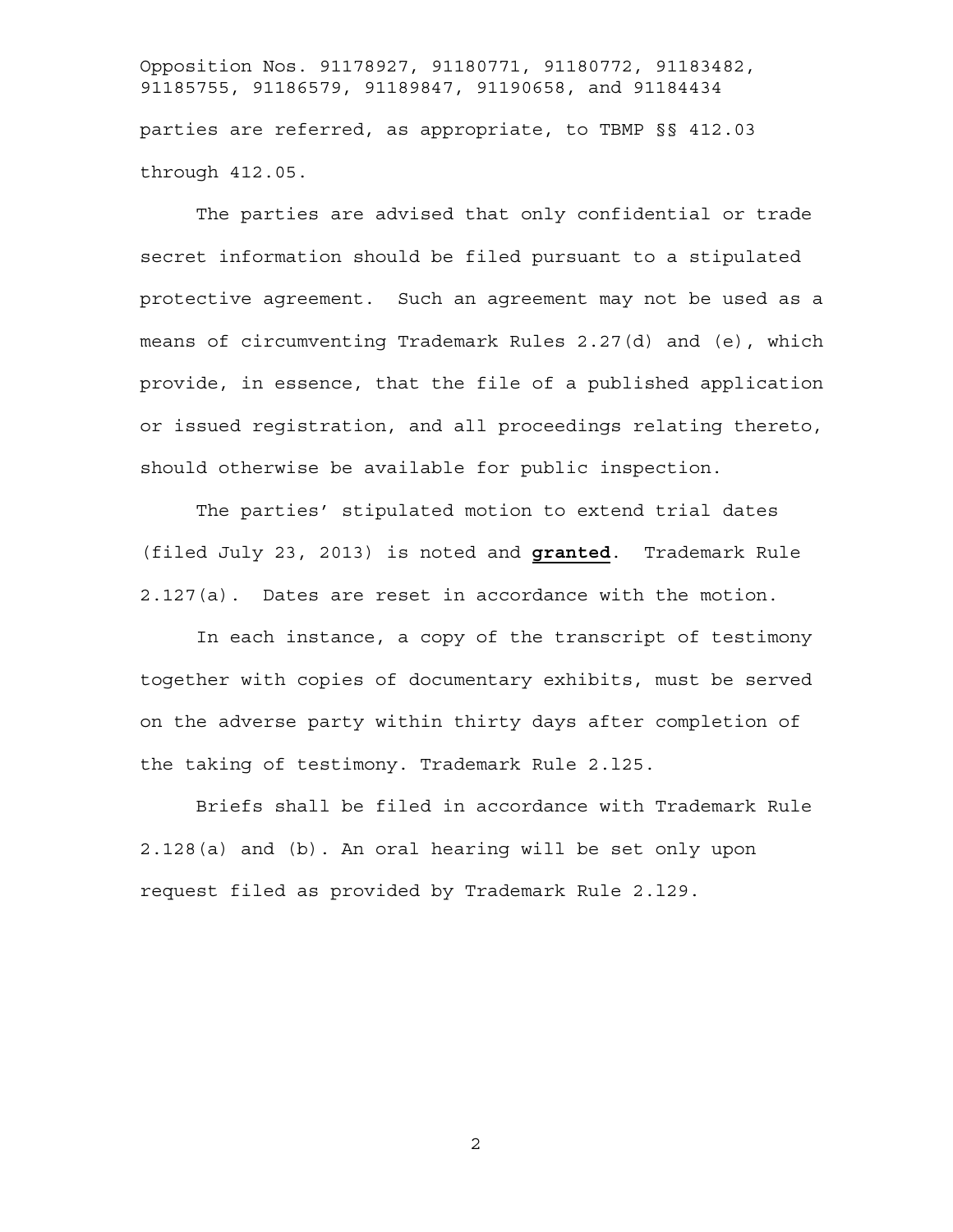parties are referred, as appropriate, to TBMP §§ 412.03 through 412.05.

The parties are advised that only confidential or trade secret information should be filed pursuant to a stipulated protective agreement. Such an agreement may not be used as a means of circumventing Trademark Rules 2.27(d) and (e), which provide, in essence, that the file of a published application or issued registration, and all proceedings relating thereto, should otherwise be available for public inspection.

The parties' stipulated motion to extend trial dates (filed July 23, 2013) is noted and **granted**. Trademark Rule 2.127(a). Dates are reset in accordance with the motion.

In each instance, a copy of the transcript of testimony together with copies of documentary exhibits, must be served on the adverse party within thirty days after completion of the taking of testimony. Trademark Rule 2.l25.

Briefs shall be filed in accordance with Trademark Rule 2.128(a) and (b). An oral hearing will be set only upon request filed as provided by Trademark Rule 2.l29.